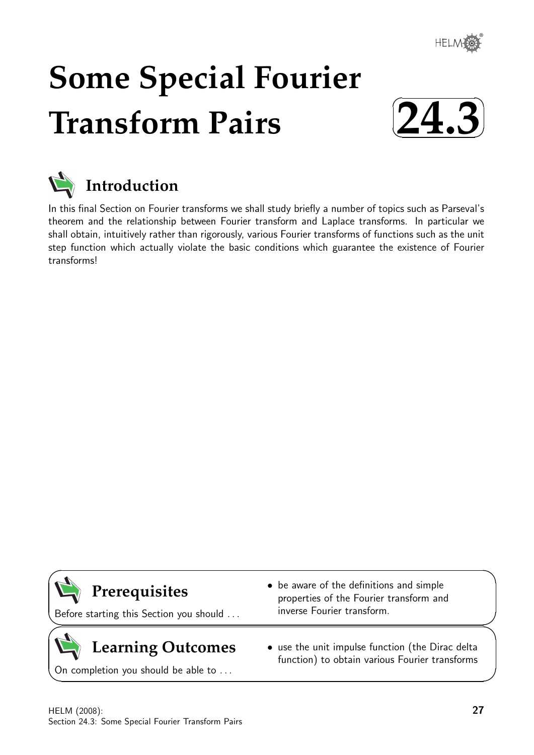# Some Special Fourier Transform Pairs

# 24.3

## Introduction

In this final Section on Fourier transforms we shall study briefly a number of topics such as Parseval's theorem and the relationship between Fourier transform and Laplace transforms. In particular we shall obtain, intuitively rather than rigorously, various Fourier transforms of functions such as the unit step function which actually violate the basic conditions which guarantee the existence of Fourier transforms!

## Prerequisites

Before starting this Section you should ...

- be aware of the definitions and simple properties of the Fourier transform and inverse Fourier transform.

## Learning Outcomes

On completion you should be able to ...

- use the unit impulse function (the Dirac delta function) to obtain various Fourier transforms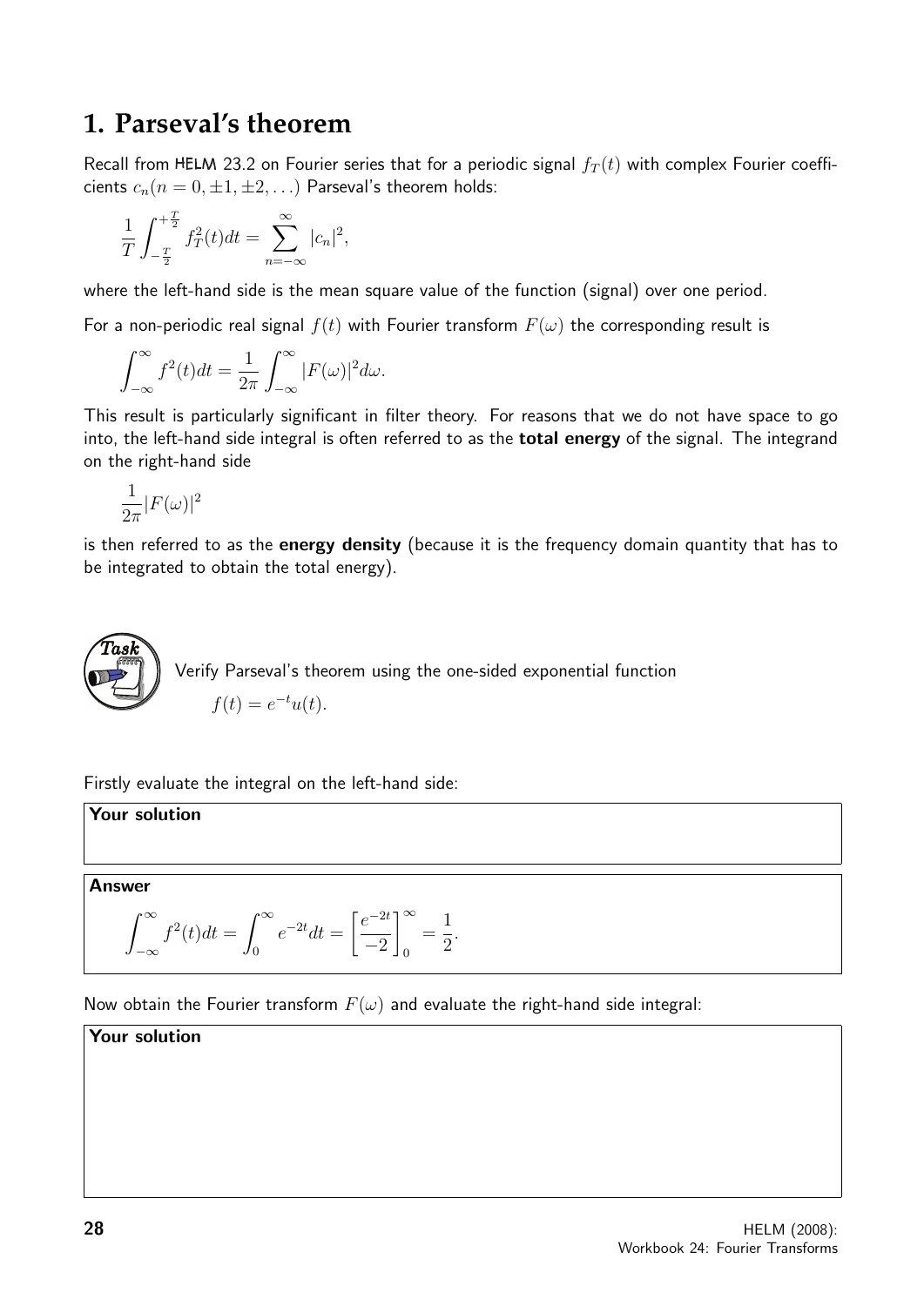## 1. Parseval's theorem

Recall from HELM 23.2 on Fourier series that for a periodic signal $f_T(t)$ with complex Fourier coefficients $c_n (n = 0, \pm 1, \pm 2, \ldots)$ Parseval's theorem holds:

$$\frac{1}{T}\int_{-\frac{T}{2}}^{+\frac{T}{2}} f_T^2(t)dt = \sum_{n=-\infty}^{\infty} |c_n|^2,$$

where the left-hand side is the mean square value of the function (signal) over one period.

For a non-periodic real signal $f(t)$ with Fourier transform $F(\omega)$ the corresponding result is

$$\int_{-\infty}^{\infty} f^2(t)dt = \frac{1}{2\pi}\int_{-\infty}^{\infty} |F(\omega)|^2 d\omega.$$

This result is particularly significant in filter theory. For reasons that we do not have space to go into, the left-hand side integral is often referred to as the **total energy** of the signal. The integrand on the right-hand side

$$\frac{1}{2\pi}|F(\omega)|^2$$

is then referred to as the **energy density** (because it is the frequency domain quantity that has to be integrated to obtain the total energy).

**Task**

Verify Parseval's theorem using the one-sided exponential function

$$f(t) = e^{-t}u(t).$$

Firstly evaluate the integral on the left-hand side:

**Your solution**

**Answer**

$$\int_{-\infty}^{\infty} f^2(t)dt = \int_{0}^{\infty} e^{-2t}dt = \left[\frac{e^{-2t}}{-2}\right]_0^{\infty} = \frac{1}{2}.$$

Now obtain the Fourier transform $F(\omega)$ and evaluate the right-hand side integral:

**Your solution**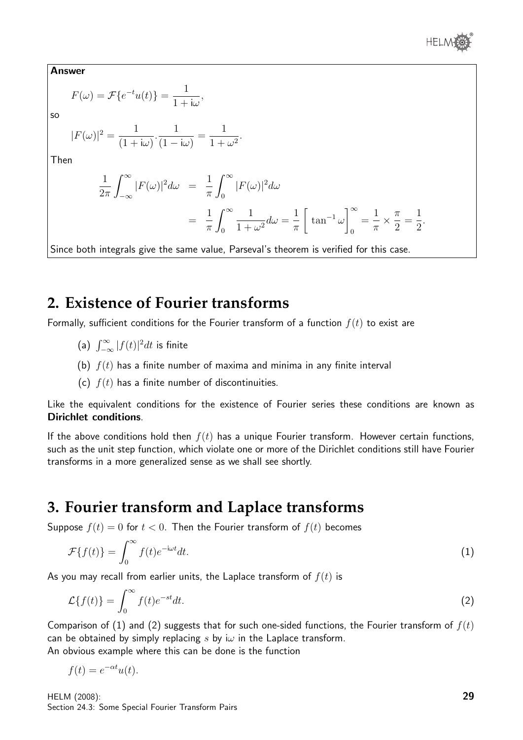**Answer**

$$F(\omega) = \mathcal{F}\{e^{-t}u(t)\} = \frac{1}{1+\mathrm{i}\omega},$$

so

$$|F(\omega)|^2 = \frac{1}{(1+\mathrm{i}\omega)}.\frac{1}{(1-\mathrm{i}\omega)} = \frac{1}{1+\omega^2}.$$

Then

$$\begin{aligned}\frac{1}{2\pi}\int_{-\infty}^{\infty}|F(\omega)|^2 d\omega &= \frac{1}{\pi}\int_0^{\infty}|F(\omega)|^2 d\omega \\ &= \frac{1}{\pi}\int_0^{\infty}\frac{1}{1+\omega^2}d\omega = \frac{1}{\pi}\left[\ \tan^{-1}\omega\right]_0^{\infty} = \frac{1}{\pi}\times\frac{\pi}{2} = \frac{1}{2}.\end{aligned}$$

Since both integrals give the same value, Parseval's theorem is verified for this case.

## 2. Existence of Fourier transforms

Formally, sufficient conditions for the Fourier transform of a function $f(t)$ to exist are

(a) $\int_{-\infty}^{\infty}|f(t)|^2 dt$ is finite

(b) $f(t)$ has a finite number of maxima and minima in any finite interval

(c) $f(t)$ has a finite number of discontinuities.

Like the equivalent conditions for the existence of Fourier series these conditions are known as **Dirichlet conditions**.

If the above conditions hold then $f(t)$ has a unique Fourier transform. However certain functions, such as the unit step function, which violate one or more of the Dirichlet conditions still have Fourier transforms in a more generalized sense as we shall see shortly.

## 3. Fourier transform and Laplace transforms

Suppose $f(t) = 0$ for $t < 0$. Then the Fourier transform of $f(t)$ becomes

$$\mathcal{F}\{f(t)\} = \int_0^{\infty} f(t)e^{-\mathrm{i}\omega t}dt. \tag{1}$$

As you may recall from earlier units, the Laplace transform of $f(t)$ is

$$\mathcal{L}\{f(t)\} = \int_0^{\infty} f(t)e^{-st}dt. \tag{2}$$

Comparison of (1) and (2) suggests that for such one-sided functions, the Fourier transform of $f(t)$ can be obtained by simply replacing $s$ by $\mathrm{i}\omega$ in the Laplace transform.

An obvious example where this can be done is the function

$$f(t) = e^{-\alpha t}u(t).$$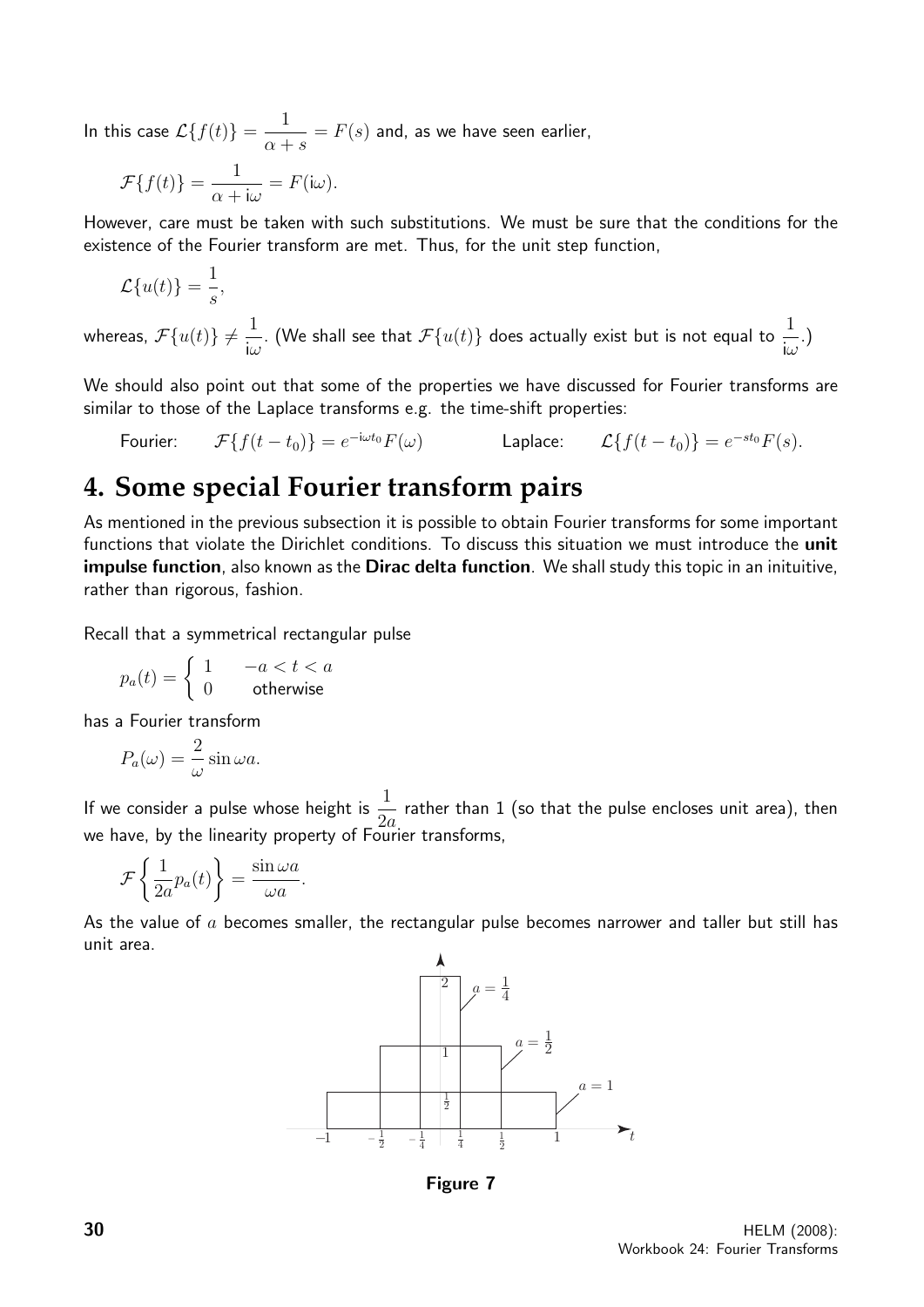In this case $\mathcal{L}\{f(t)\} = \dfrac{1}{\alpha + s} = F(s)$ and, as we have seen earlier,

$$\mathcal{F}\{f(t)\} = \frac{1}{\alpha + \mathrm{i}\omega} = F(\mathrm{i}\omega).$$

However, care must be taken with such substitutions. We must be sure that the conditions for the existence of the Fourier transform are met. Thus, for the unit step function,

$$\mathcal{L}\{u(t)\} = \frac{1}{s},$$

whereas, $\mathcal{F}\{u(t)\} \neq \dfrac{1}{\mathrm{i}\omega}$. (We shall see that $\mathcal{F}\{u(t)\}$ does actually exist but is not equal to $\dfrac{1}{\mathrm{i}\omega}$.)

We should also point out that some of the properties we have discussed for Fourier transforms are similar to those of the Laplace transforms e.g. the time-shift properties:

Fourier: $\quad \mathcal{F}\{f(t-t_0)\} = e^{-\mathrm{i}\omega t_0}F(\omega) \qquad$ Laplace: $\quad \mathcal{L}\{f(t-t_0)\} = e^{-st_0}F(s)$.

# 4. Some special Fourier transform pairs

As mentioned in the previous subsection it is possible to obtain Fourier transforms for some important functions that violate the Dirichlet conditions. To discuss this situation we must introduce the **unit impulse function**, also known as the **Dirac delta function**. We shall study this topic in an inituitive, rather than rigorous, fashion.

Recall that a symmetrical rectangular pulse

$$p_a(t) = \begin{cases} 1 & -a < t < a \\ 0 & \text{otherwise} \end{cases}$$

has a Fourier transform

$$P_a(\omega) = \frac{2}{\omega}\sin \omega a.$$

If we consider a pulse whose height is $\dfrac{1}{2a}$ rather than 1 (so that the pulse encloses unit area), then we have, by the linearity property of Fourier transforms,

$$\mathcal{F}\left\{\frac{1}{2a}p_a(t)\right\} = \frac{\sin \omega a}{\omega a}.$$

As the value of $a$ becomes smaller, the rectangular pulse becomes narrower and taller but still has unit area.

**Figure 7**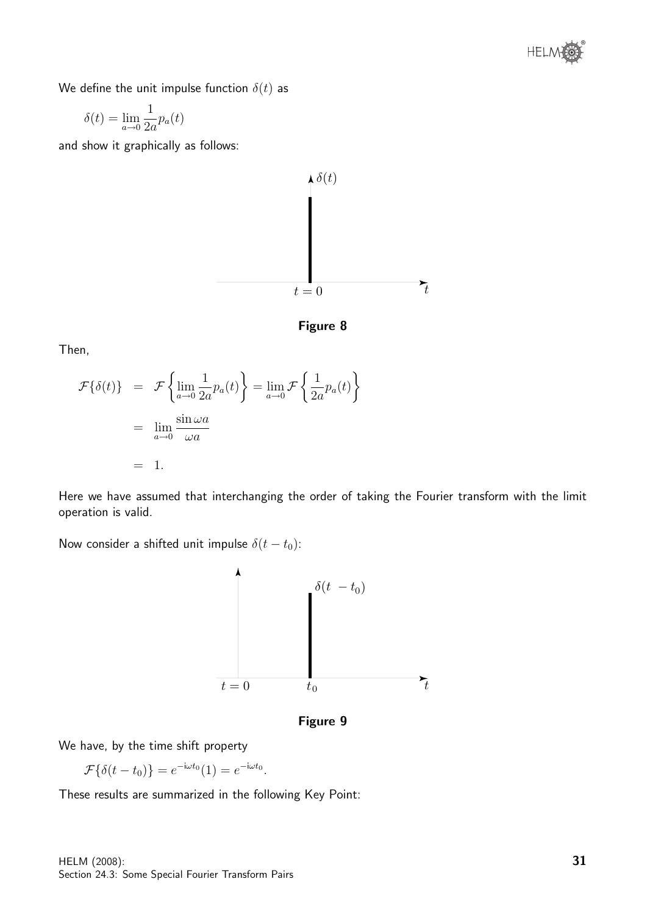We define the unit impulse function $\delta(t)$ as

$$\delta(t) = \lim_{a \to 0} \frac{1}{2a} p_a(t)$$

and show it graphically as follows:

**Figure 8**

Then,

$$\begin{aligned}
\mathcal{F}\{\delta(t)\} &= \mathcal{F}\left\{\lim_{a \to 0} \frac{1}{2a} p_a(t)\right\} = \lim_{a \to 0} \mathcal{F}\left\{\frac{1}{2a} p_a(t)\right\} \\
&= \lim_{a \to 0} \frac{\sin \omega a}{\omega a} \\
&= 1.
\end{aligned}$$

Here we have assumed that interchanging the order of taking the Fourier transform with the limit operation is valid.

Now consider a shifted unit impulse $\delta(t - t_0)$:

**Figure 9**

We have, by the time shift property

$$\mathcal{F}\{\delta(t - t_0)\} = e^{-\mathrm{i}\omega t_0}(1) = e^{-\mathrm{i}\omega t_0}.$$

These results are summarized in the following Key Point: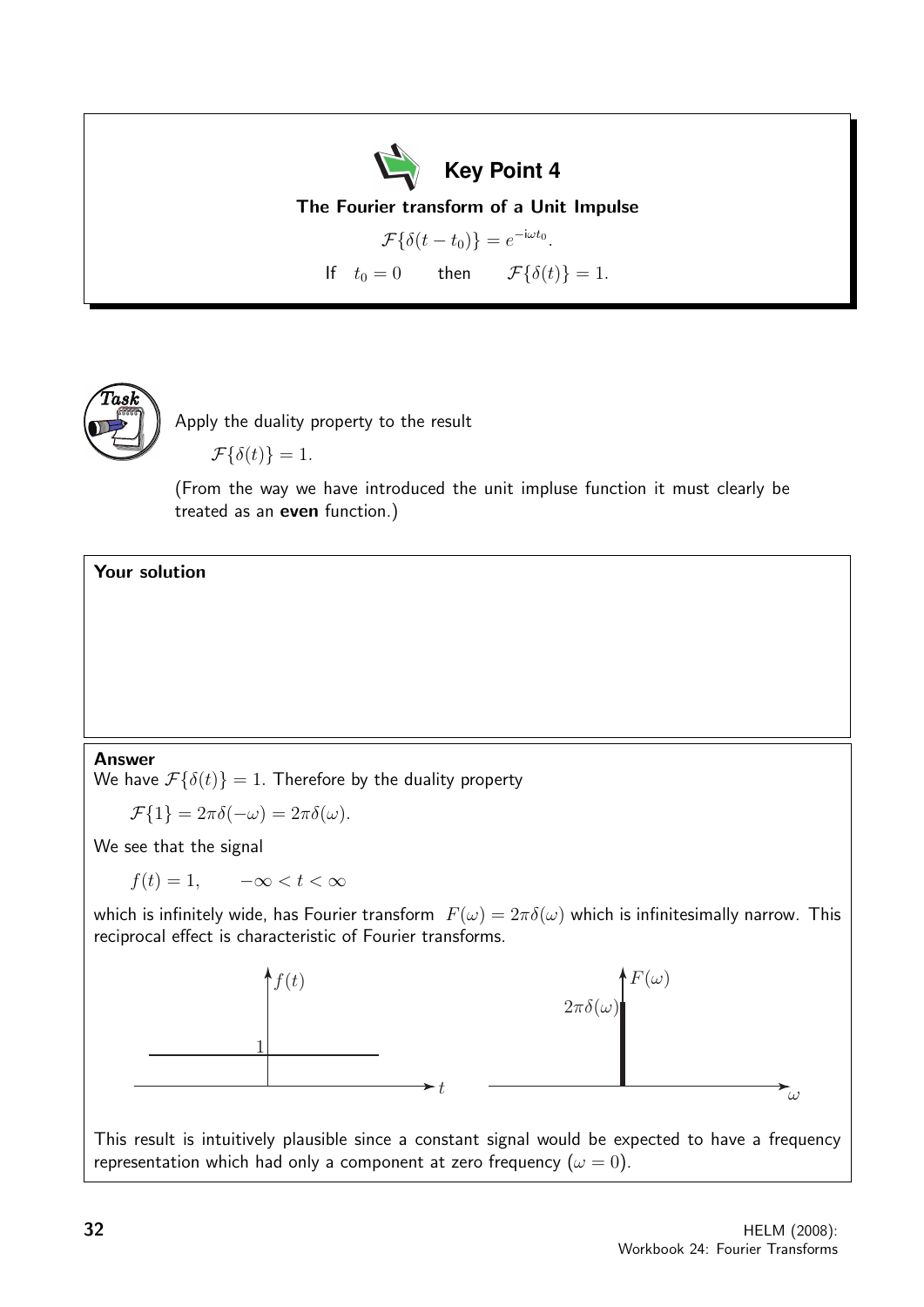**Key Point 4**

**The Fourier transform of a Unit Impulse**

$$\mathcal{F}\{\delta(t-t_0)\} = e^{-\mathrm{i}\omega t_0}.$$

If $t_0 = 0$ then $\mathcal{F}\{\delta(t)\} = 1.$

---

**Task**

Apply the duality property to the result

$$\mathcal{F}\{\delta(t)\} = 1.$$

(From the way we have introduced the unit impluse function it must clearly be treated as an **even** function.)

**Your solution**

**Answer**

We have $\mathcal{F}\{\delta(t)\} = 1$. Therefore by the duality property

$$\mathcal{F}\{1\} = 2\pi\delta(-\omega) = 2\pi\delta(\omega).$$

We see that the signal

$$f(t) = 1, \qquad -\infty < t < \infty$$

which is infinitely wide, has Fourier transform $F(\omega) = 2\pi\delta(\omega)$ which is infinitesimally narrow. This reciprocal effect is characteristic of Fourier transforms.

This result is intuitively plausible since a constant signal would be expected to have a frequency representation which had only a component at zero frequency ($\omega = 0$).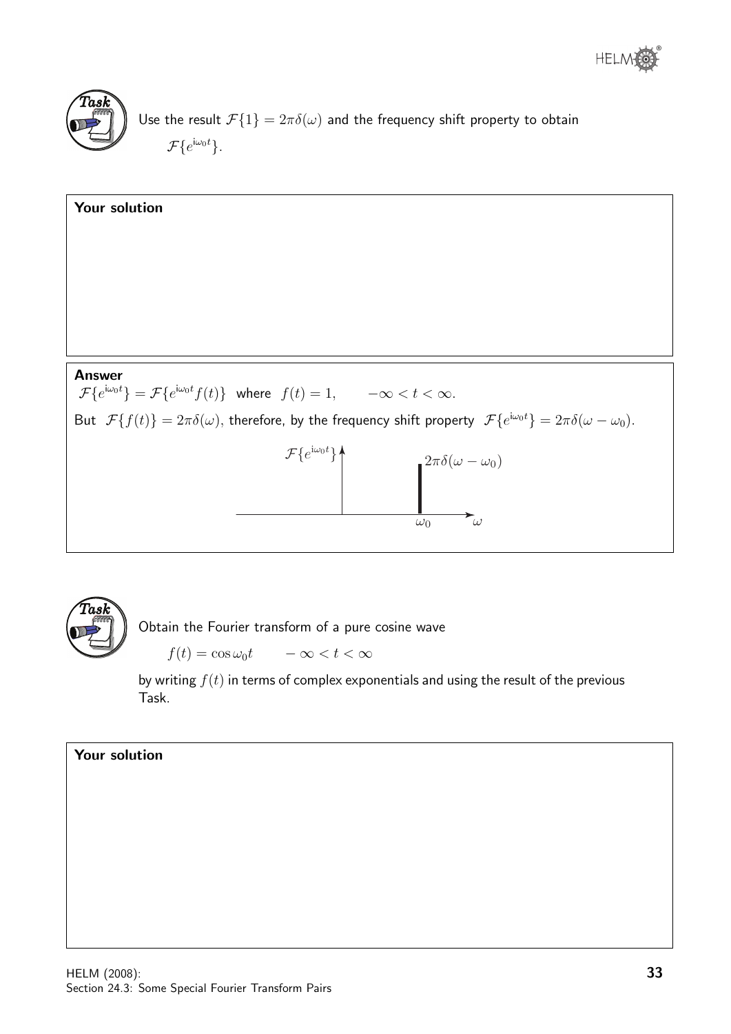**Task**

Use the result $\mathcal{F}\{1\} = 2\pi\delta(\omega)$ and the frequency shift property to obtain $\mathcal{F}\{e^{i\omega_0 t}\}$.

**Your solution**

**Answer**

$\mathcal{F}\{e^{i\omega_0 t}\} = \mathcal{F}\{e^{i\omega_0 t}f(t)\}$ where $f(t) = 1, \qquad -\infty < t < \infty.$

But $\mathcal{F}\{f(t)\} = 2\pi\delta(\omega)$, therefore, by the frequency shift property $\mathcal{F}\{e^{i\omega_0 t}\} = 2\pi\delta(\omega - \omega_0)$.

**Task**

Obtain the Fourier transform of a pure cosine wave

$$f(t) = \cos\omega_0 t \qquad -\infty < t < \infty$$

by writing $f(t)$ in terms of complex exponentials and using the result of the previous Task.

**Your solution**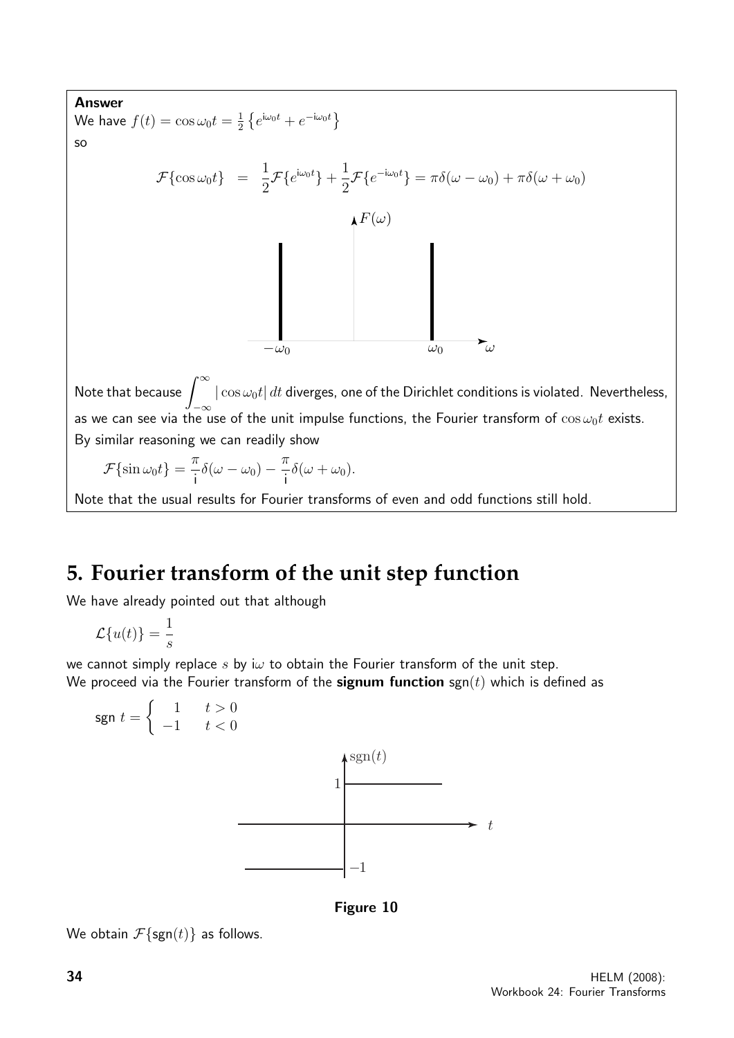**Answer**

We have $f(t) = \cos\omega_0 t = \frac{1}{2}\left\{e^{\mathrm{i}\omega_0 t} + e^{-\mathrm{i}\omega_0 t}\right\}$

so

$$\mathcal{F}\{\cos\omega_0 t\} = \frac{1}{2}\mathcal{F}\{e^{\mathrm{i}\omega_0 t}\} + \frac{1}{2}\mathcal{F}\{e^{-\mathrm{i}\omega_0 t}\} = \pi\delta(\omega - \omega_0) + \pi\delta(\omega + \omega_0)$$

Note that because $\displaystyle\int_{-\infty}^{\infty} |\cos\omega_0 t|\, dt$ diverges, one of the Dirichlet conditions is violated. Nevertheless, as we can see via the use of the unit impulse functions, the Fourier transform of $\cos\omega_0 t$ exists.

By similar reasoning we can readily show

$$\mathcal{F}\{\sin\omega_0 t\} = \frac{\pi}{\mathrm{i}}\delta(\omega - \omega_0) - \frac{\pi}{\mathrm{i}}\delta(\omega + \omega_0).$$

Note that the usual results for Fourier transforms of even and odd functions still hold.

## 5. Fourier transform of the unit step function

We have already pointed out that although

$$\mathcal{L}\{u(t)\} = \frac{1}{s}$$

we cannot simply replace $s$ by $\mathrm{i}\omega$ to obtain the Fourier transform of the unit step.

We proceed via the Fourier transform of the **signum function** $\mathrm{sgn}(t)$ which is defined as

$$\mathrm{sgn}\ t = \begin{cases} 1 & t > 0 \\ -1 & t < 0 \end{cases}$$

**Figure 10**

We obtain $\mathcal{F}\{\mathrm{sgn}(t)\}$ as follows.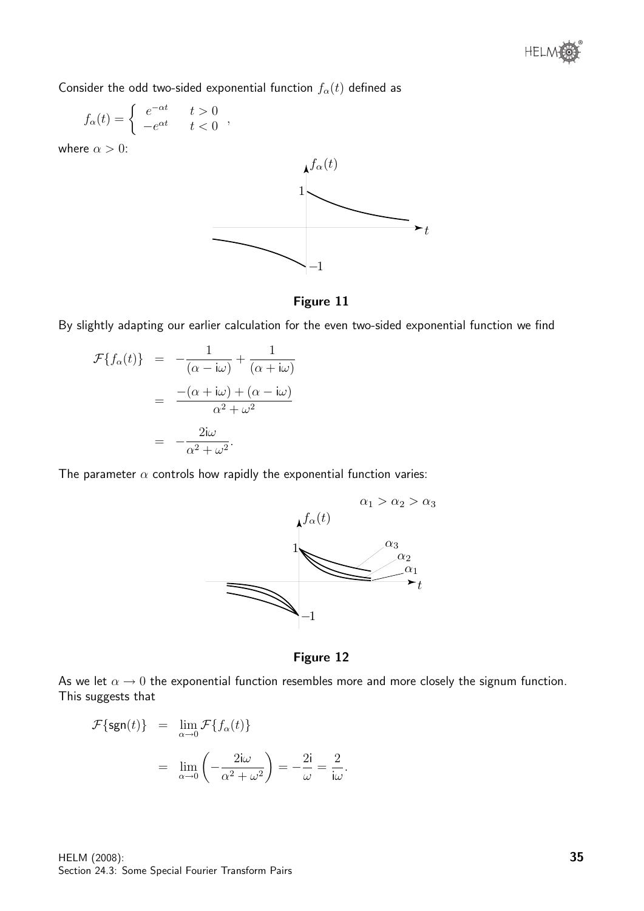Consider the odd two-sided exponential function $f_\alpha(t)$ defined as

$$f_\alpha(t) = \begin{cases} e^{-\alpha t} & t > 0 \\ -e^{\alpha t} & t < 0 \end{cases},$$

where $\alpha > 0$:

**Figure 11**

By slightly adapting our earlier calculation for the even two-sided exponential function we find

$$\begin{aligned} \mathcal{F}\{f_\alpha(t)\} &= -\frac{1}{(\alpha - \mathrm{i}\omega)} + \frac{1}{(\alpha + \mathrm{i}\omega)} \\ &= \frac{-(\alpha + \mathrm{i}\omega) + (\alpha - \mathrm{i}\omega)}{\alpha^2 + \omega^2} \\ &= -\frac{2\mathrm{i}\omega}{\alpha^2 + \omega^2}. \end{aligned}$$

The parameter $\alpha$ controls how rapidly the exponential function varies:

**Figure 12**

As we let $\alpha \to 0$ the exponential function resembles more and more closely the signum function. This suggests that

$$\begin{aligned} \mathcal{F}\{\mathsf{sgn}(t)\} &= \lim_{\alpha \to 0} \mathcal{F}\{f_\alpha(t)\} \\ &= \lim_{\alpha \to 0} \left( -\frac{2\mathrm{i}\omega}{\alpha^2 + \omega^2} \right) = -\frac{2\mathrm{i}}{\omega} = \frac{2}{\mathrm{i}\omega}. \end{aligned}$$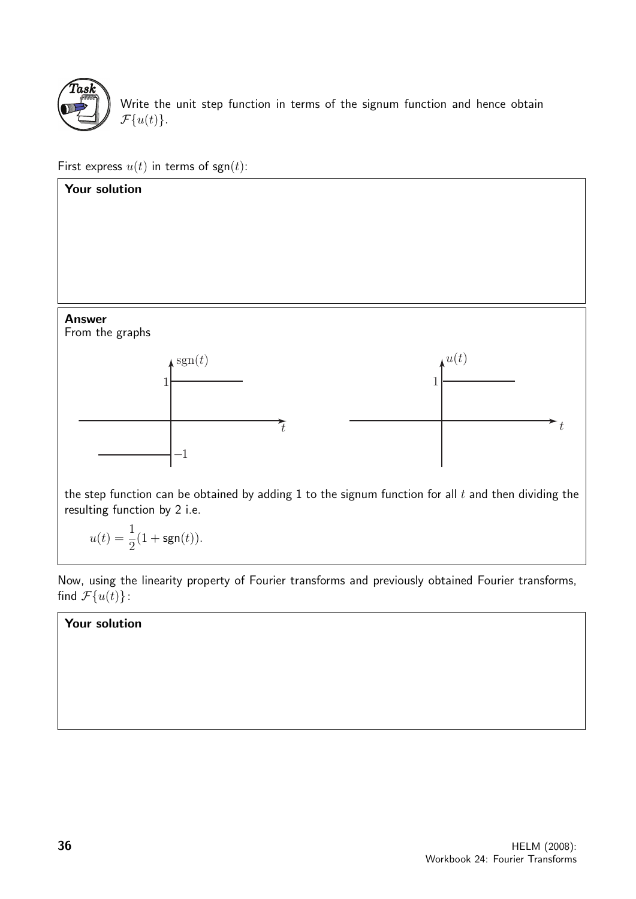**Task**

Write the unit step function in terms of the signum function and hence obtain $\mathcal{F}\{u(t)\}$.

First express $u(t)$ in terms of $\text{sgn}(t)$:

**Your solution**

**Answer**

From the graphs

the step function can be obtained by adding 1 to the signum function for all $t$ and then dividing the resulting function by 2 i.e.

$$u(t) = \frac{1}{2}(1 + \text{sgn}(t)).$$

Now, using the linearity property of Fourier transforms and previously obtained Fourier transforms, find $\mathcal{F}\{u(t)\}$:

**Your solution**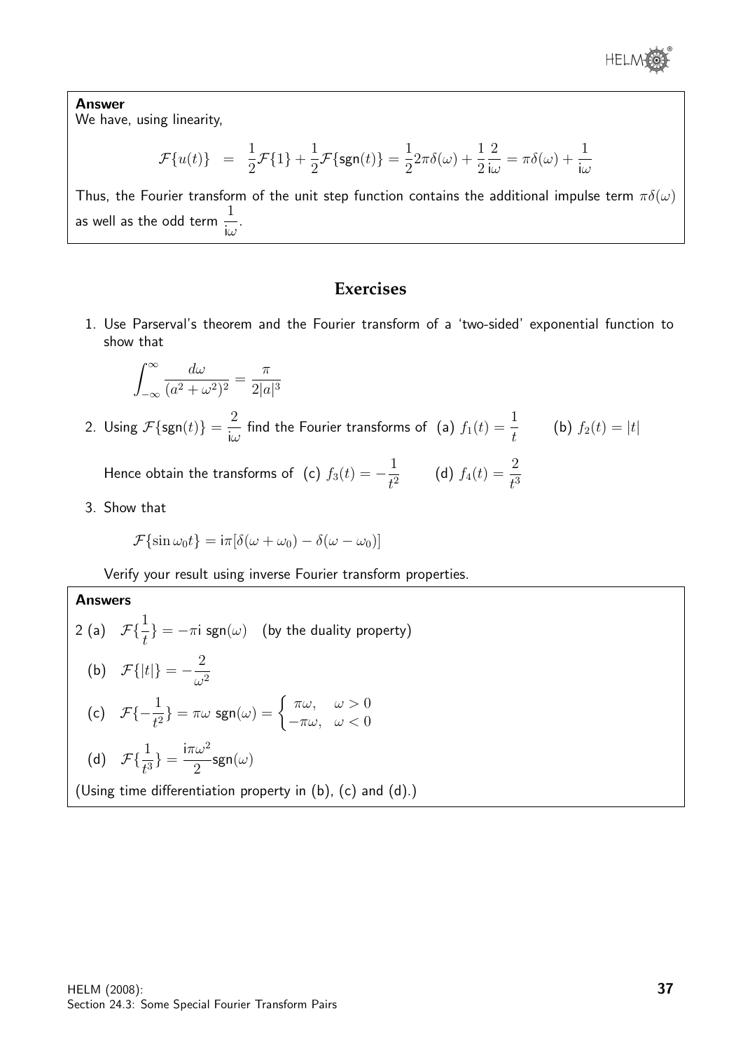**Answer**

We have, using linearity,

$$\mathcal{F}\{u(t)\} = \frac{1}{2}\mathcal{F}\{1\} + \frac{1}{2}\mathcal{F}\{\text{sgn}(t)\} = \frac{1}{2}2\pi\delta(\omega) + \frac{1}{2}\frac{2}{\text{i}\omega} = \pi\delta(\omega) + \frac{1}{\text{i}\omega}$$

Thus, the Fourier transform of the unit step function contains the additional impulse term $\pi\delta(\omega)$ as well as the odd term $\dfrac{1}{\text{i}\omega}$.

## Exercises

1. Use Parserval's theorem and the Fourier transform of a 'two-sided' exponential function to show that

$$\int_{-\infty}^{\infty} \frac{d\omega}{(a^2+\omega^2)^2} = \frac{\pi}{2|a|^3}$$

2. Using $\mathcal{F}\{\text{sgn}(t)\} = \dfrac{2}{\text{i}\omega}$ find the Fourier transforms of (a) $f_1(t) = \dfrac{1}{t}$ (b) $f_2(t) = |t|$

   Hence obtain the transforms of (c) $f_3(t) = -\dfrac{1}{t^2}$ (d) $f_4(t) = \dfrac{2}{t^3}$

3. Show that

$$\mathcal{F}\{\sin\omega_0 t\} = \text{i}\pi[\delta(\omega+\omega_0) - \delta(\omega-\omega_0)]$$

   Verify your result using inverse Fourier transform properties.

**Answers**

2 (a) $\mathcal{F}\{\dfrac{1}{t}\} = -\pi\text{i}\ \text{sgn}(\omega)$ (by the duality property)

(b) $\mathcal{F}\{|t|\} = -\dfrac{2}{\omega^2}$

(c) $\mathcal{F}\{-\dfrac{1}{t^2}\} = \pi\omega\ \text{sgn}(\omega) = \begin{cases} \pi\omega, & \omega > 0 \\ -\pi\omega, & \omega < 0 \end{cases}$

(d) $\mathcal{F}\{\dfrac{1}{t^3}\} = \dfrac{\text{i}\pi\omega^2}{2}\text{sgn}(\omega)$

(Using time differentiation property in (b), (c) and (d).)